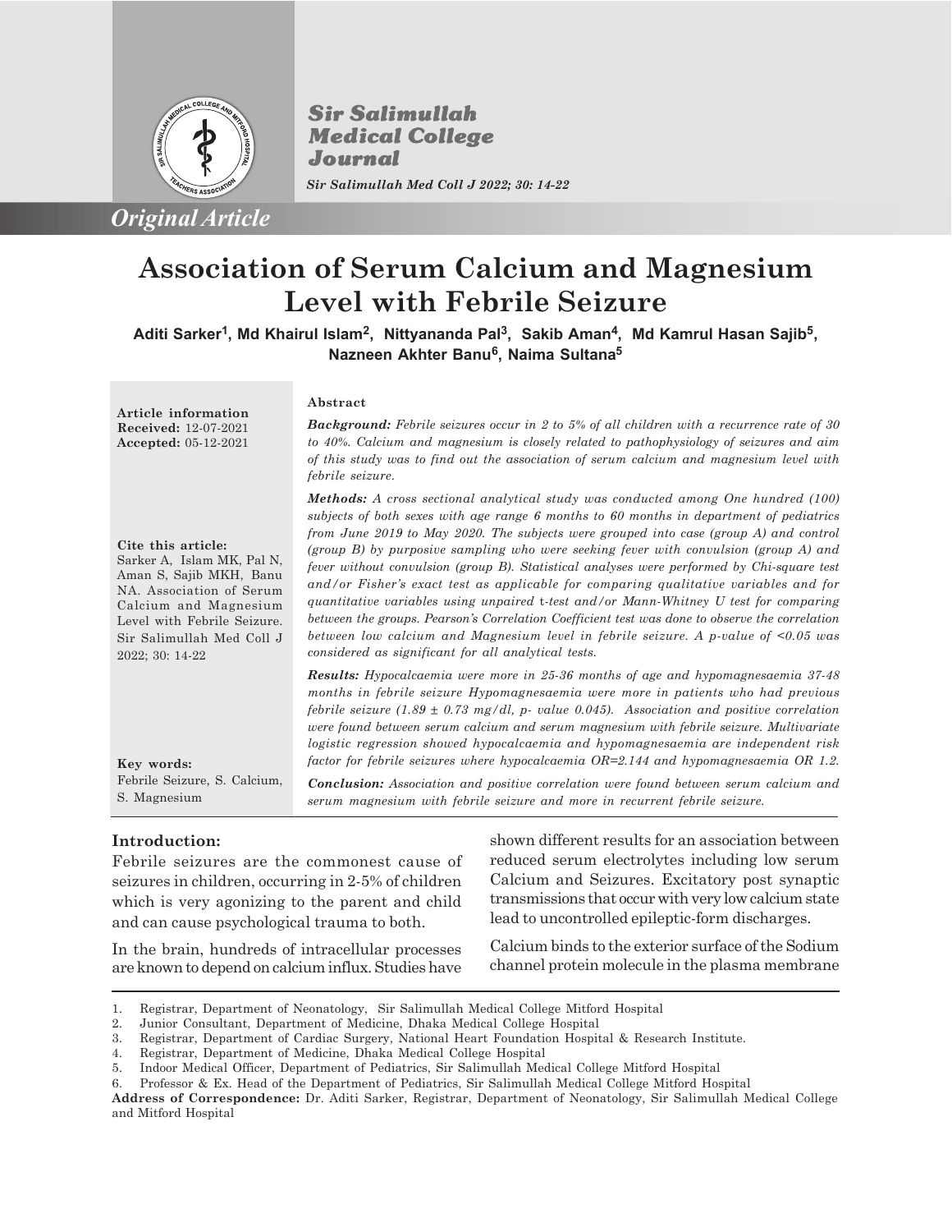*Original Article*

# Association of Serum Calcium and Magnesium Level with Febrile Seizure

**Aditi Sarker[1], Md Khairul Islam[2], Nittyananda Pal[3], Sakib Aman[4], Md Kamrul Hasan Sajib[5], Nazneen Akhter Banu[6], Naima Sultana[5]**

**Article information**
**Received:** 12-07-2021
**Accepted:** 05-12-2021

**Cite this article:**
Sarker A, Islam MK, Pal N, Aman S, Sajib MKH, Banu NA. Association of Serum Calcium and Magnesium Level with Febrile Seizure. Sir Salimullah Med Coll J 2022; 30: 14-22

**Key words:**
Febrile Seizure, S. Calcium, S. Magnesium

### Abstract

***Background:*** *Febrile seizures occur in 2 to 5% of all children with a recurrence rate of 30 to 40%. Calcium and magnesium is closely related to pathophysiology of seizures and aim of this study was to find out the association of serum calcium and magnesium level with febrile seizure.*

***Methods:*** *A cross sectional analytical study was conducted among One hundred (100) subjects of both sexes with age range 6 months to 60 months in department of pediatrics from June 2019 to May 2020. The subjects were grouped into case (group A) and control (group B) by purposive sampling who were seeking fever with convulsion (group A) and fever without convulsion (group B). Statistical analyses were performed by Chi-square test and/or Fisher's exact test as applicable for comparing qualitative variables and for quantitative variables using unpaired t-test and/or Mann-Whitney U test for comparing between the groups. Pearson's Correlation Coefficient test was done to observe the correlation between low calcium and Magnesium level in febrile seizure. A p-value of <0.05 was considered as significant for all analytical tests.*

***Results:*** *Hypocalcaemia were more in 25-36 months of age and hypomagnesaemia 37-48 months in febrile seizure Hypomagnesaemia were more in patients who had previous febrile seizure (1.89 ± 0.73 mg/dl, p- value 0.045). Association and positive correlation were found between serum calcium and serum magnesium with febrile seizure. Multivariate logistic regression showed hypocalcaemia and hypomagnesaemia are independent risk factor for febrile seizures where hypocalcaemia OR=2.144 and hypomagnesaemia OR 1.2.*

***Conclusion:*** *Association and positive correlation were found between serum calcium and serum magnesium with febrile seizure and more in recurrent febrile seizure.*

### Introduction:

Febrile seizures are the commonest cause of seizures in children, occurring in 2-5% of children which is very agonizing to the parent and child and can cause psychological trauma to both.

In the brain, hundreds of intracellular processes are known to depend on calcium influx. Studies have shown different results for an association between reduced serum electrolytes including low serum Calcium and Seizures. Excitatory post synaptic transmissions that occur with very low calcium state lead to uncontrolled epileptic-form discharges.

Calcium binds to the exterior surface of the Sodium channel protein molecule in the plasma membrane

---

1. Registrar, Department of Neonatology, Sir Salimullah Medical College Mitford Hospital
2. Junior Consultant, Department of Medicine, Dhaka Medical College Hospital
3. Registrar, Department of Cardiac Surgery, National Heart Foundation Hospital & Research Institute.
4. Registrar, Department of Medicine, Dhaka Medical College Hospital
5. Indoor Medical Officer, Department of Pediatrics, Sir Salimullah Medical College Mitford Hospital
6. Professor & Ex. Head of the Department of Pediatrics, Sir Salimullah Medical College Mitford Hospital

**Address of Correspondence:** Dr. Aditi Sarker, Registrar, Department of Neonatology, Sir Salimullah Medical College and Mitford Hospital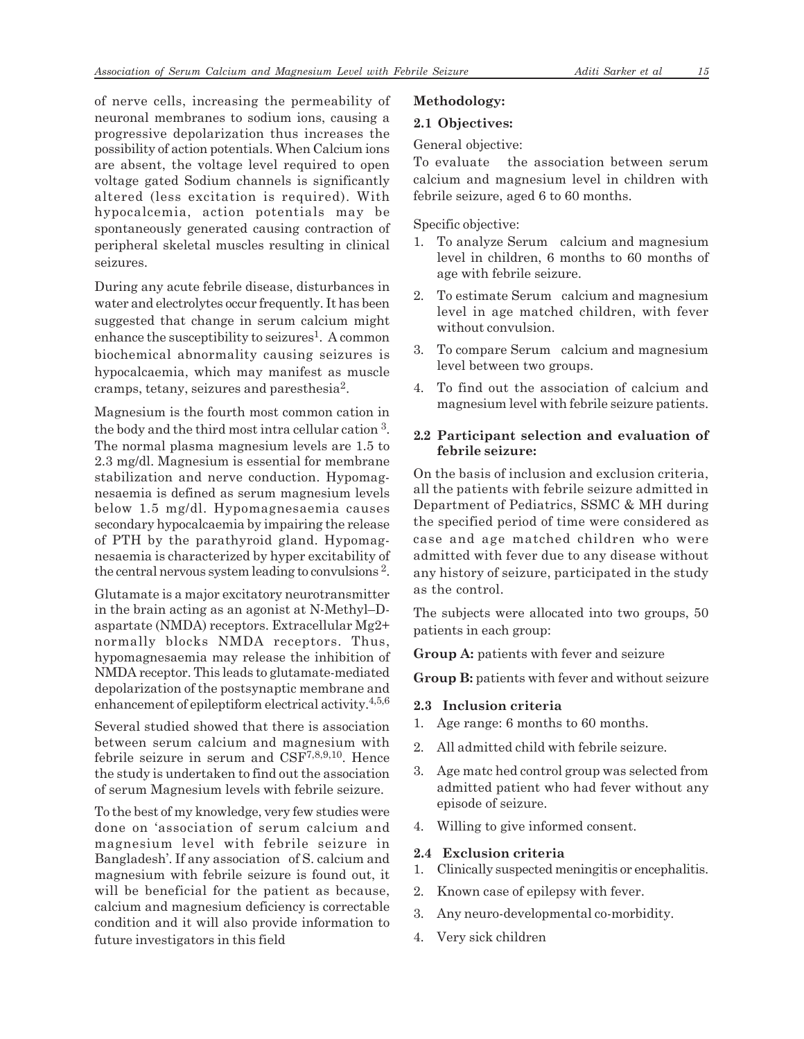of nerve cells, increasing the permeability of neuronal membranes to sodium ions, causing a progressive depolarization thus increases the possibility of action potentials. When Calcium ions are absent, the voltage level required to open voltage gated Sodium channels is significantly altered (less excitation is required). With hypocalcemia, action potentials may be spontaneously generated causing contraction of peripheral skeletal muscles resulting in clinical seizures.

During any acute febrile disease, disturbances in water and electrolytes occur frequently. It has been suggested that change in serum calcium might enhance the susceptibility to seizures[1]. A common biochemical abnormality causing seizures is hypocalcaemia, which may manifest as muscle cramps, tetany, seizures and paresthesia[2].

Magnesium is the fourth most common cation in the body and the third most intra cellular cation [3]. The normal plasma magnesium levels are 1.5 to 2.3 mg/dl. Magnesium is essential for membrane stabilization and nerve conduction. Hypomagnesaemia is defined as serum magnesium levels below 1.5 mg/dl. Hypomagnesaemia causes secondary hypocalcaemia by impairing the release of PTH by the parathyroid gland. Hypomagnesaemia is characterized by hyper excitability of the central nervous system leading to convulsions [2].

Glutamate is a major excitatory neurotransmitter in the brain acting as an agonist at N-Methyl–D-aspartate (NMDA) receptors. Extracellular $Mg^{2+}$ normally blocks NMDA receptors. Thus, hypomagnesaemia may release the inhibition of NMDA receptor. This leads to glutamate-mediated depolarization of the postsynaptic membrane and enhancement of epileptiform electrical activity.[4,5,6]

Several studied showed that there is association between serum calcium and magnesium with febrile seizure in serum and CSF[7,8,9,10]. Hence the study is undertaken to find out the association of serum Magnesium levels with febrile seizure.

To the best of my knowledge, very few studies were done on 'association of serum calcium and magnesium level with febrile seizure in Bangladesh'. If any association of S. calcium and magnesium with febrile seizure is found out, it will be beneficial for the patient as because, calcium and magnesium deficiency is correctable condition and it will also provide information to future investigators in this field

**Methodology:**

### 2.1 Objectives:

General objective:

To evaluate the association between serum calcium and magnesium level in children with febrile seizure, aged 6 to 60 months.

Specific objective:

1. To analyze Serum calcium and magnesium level in children, 6 months to 60 months of age with febrile seizure.
2. To estimate Serum calcium and magnesium level in age matched children, with fever without convulsion.
3. To compare Serum calcium and magnesium level between two groups.
4. To find out the association of calcium and magnesium level with febrile seizure patients.

### 2.2 Participant selection and evaluation of febrile seizure:

On the basis of inclusion and exclusion criteria, all the patients with febrile seizure admitted in Department of Pediatrics, SSMC & MH during the specified period of time were considered as case and age matched children who were admitted with fever due to any disease without any history of seizure, participated in the study as the control.

The subjects were allocated into two groups, 50 patients in each group:

**Group A:** patients with fever and seizure

**Group B:** patients with fever and without seizure

### 2.3 Inclusion criteria

1. Age range: 6 months to 60 months.
2. All admitted child with febrile seizure.
3. Age matc hed control group was selected from admitted patient who had fever without any episode of seizure.
4. Willing to give informed consent.

### 2.4 Exclusion criteria

1. Clinically suspected meningitis or encephalitis.
2. Known case of epilepsy with fever.
3. Any neuro-developmental co-morbidity.
4. Very sick children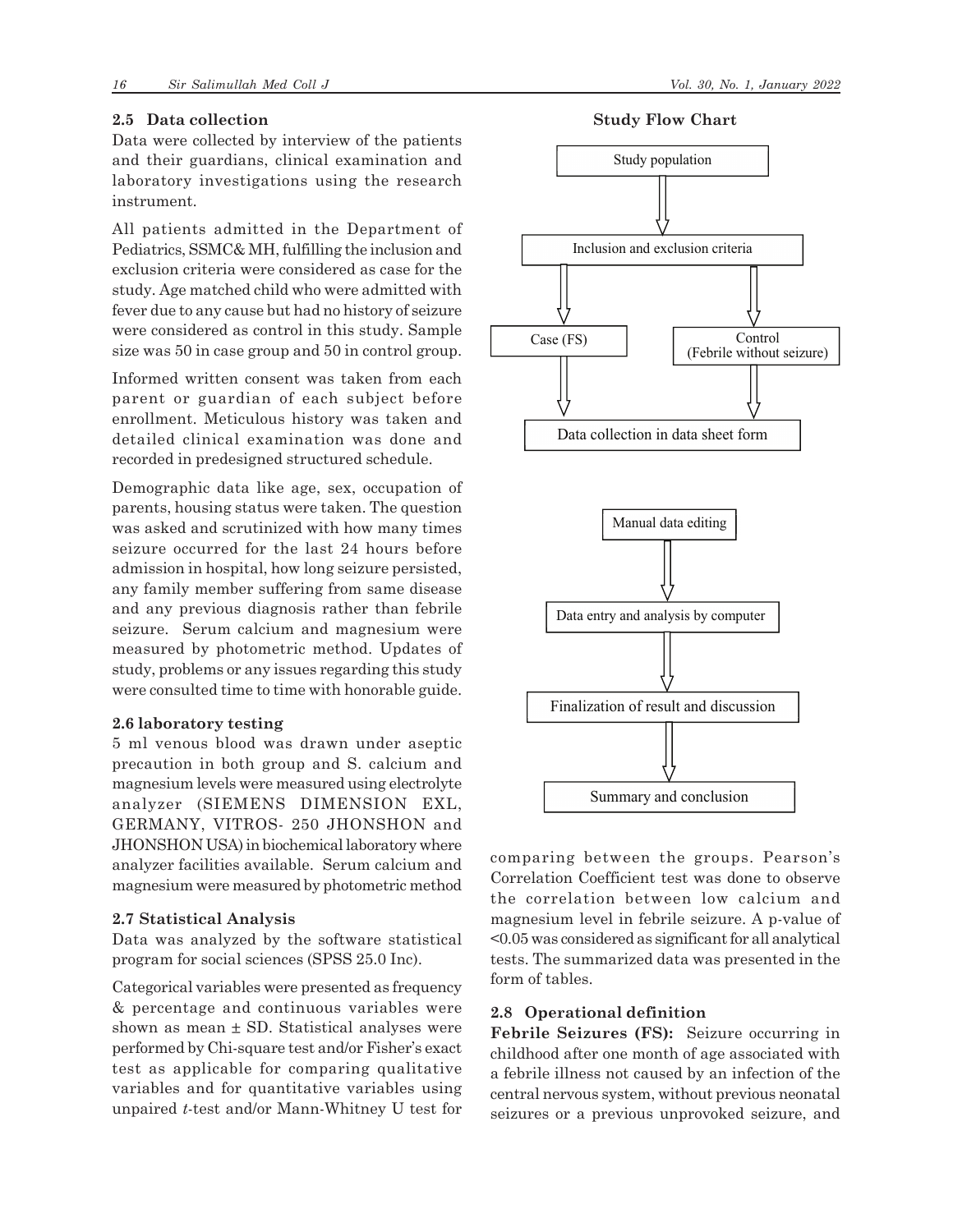### 2.5 Data collection

Data were collected by interview of the patients and their guardians, clinical examination and laboratory investigations using the research instrument.

All patients admitted in the Department of Pediatrics, SSMC& MH, fulfilling the inclusion and exclusion criteria were considered as case for the study. Age matched child who were admitted with fever due to any cause but had no history of seizure were considered as control in this study. Sample size was 50 in case group and 50 in control group.

Informed written consent was taken from each parent or guardian of each subject before enrollment. Meticulous history was taken and detailed clinical examination was done and recorded in predesigned structured schedule.

Demographic data like age, sex, occupation of parents, housing status were taken. The question was asked and scrutinized with how many times seizure occurred for the last 24 hours before admission in hospital, how long seizure persisted, any family member suffering from same disease and any previous diagnosis rather than febrile seizure. Serum calcium and magnesium were measured by photometric method. Updates of study, problems or any issues regarding this study were consulted time to time with honorable guide.

**Study Flow Chart**

Study population → Inclusion and exclusion criteria → Case (FS) / Control (Febrile without seizure) → Data collection in data sheet form

Manual data editing → Data entry and analysis by computer → Finalization of result and discussion → Summary and conclusion

### 2.6 laboratory testing

5 ml venous blood was drawn under aseptic precaution in both group and S. calcium and magnesium levels were measured using electrolyte analyzer (SIEMENS DIMENSION EXL, GERMANY, VITROS- 250 JHONSHON and JHONSHON USA) in biochemical laboratory where analyzer facilities available. Serum calcium and magnesium were measured by photometric method

### 2.7 Statistical Analysis

Data was analyzed by the software statistical program for social sciences (SPSS 25.0 Inc).

Categorical variables were presented as frequency & percentage and continuous variables were shown as mean ± SD. Statistical analyses were performed by Chi-square test and/or Fisher's exact test as applicable for comparing qualitative variables and for quantitative variables using unpaired *t*-test and/or Mann-Whitney U test for comparing between the groups. Pearson's Correlation Coefficient test was done to observe the correlation between low calcium and magnesium level in febrile seizure. A p-value of $<0.05$ was considered as significant for all analytical tests. The summarized data was presented in the form of tables.

### 2.8 Operational definition

**Febrile Seizures (FS):** Seizure occurring in childhood after one month of age associated with a febrile illness not caused by an infection of the central nervous system, without previous neonatal seizures or a previous unprovoked seizure, and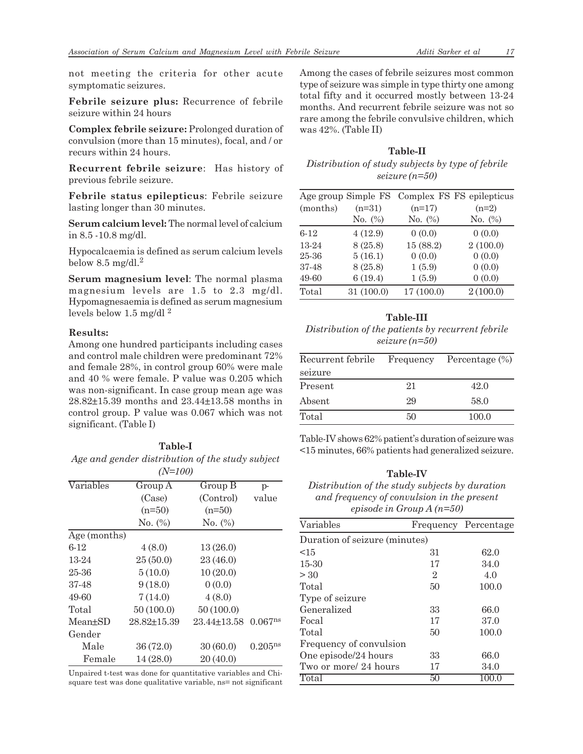not meeting the criteria for other acute symptomatic seizures.

**Febrile seizure plus:** Recurrence of febrile seizure within 24 hours

**Complex febrile seizure:** Prolonged duration of convulsion (more than 15 minutes), focal, and / or recurs within 24 hours.

**Recurrent febrile seizure**: Has history of previous febrile seizure.

**Febrile status epilepticus**: Febrile seizure lasting longer than 30 minutes.

**Serum calcium level:** The normal level of calcium in 8.5 -10.8 mg/dl.

Hypocalcaemia is defined as serum calcium levels below 8.5 mg/dl.[2]

**Serum magnesium level**: The normal plasma magnesium levels are 1.5 to 2.3 mg/dl. Hypomagnesaemia is defined as serum magnesium levels below 1.5 mg/dl [2]

### Results:

Among one hundred participants including cases and control male children were predominant 72% and female 28%, in control group 60% were male and 40 % were female. P value was 0.205 which was non-significant. In case group mean age was 28.82±15.39 months and 23.44±13.58 months in control group. P value was 0.067 which was not significant. (Table I)

**Table-I**

*Age and gender distribution of the study subject (N=100)*

| Variables | Group A (Case) (n=50) No. (%) | Group B (Control) (n=50) No. (%) | p-value |
|---|---|---|---|
| Age (months) | | | |
| 6-12 | 4 (8.0) | 13 (26.0) | |
| 13-24 | 25 (50.0) | 23 (46.0) | |
| 25-36 | 5 (10.0) | 10 (20.0) | |
| 37-48 | 9 (18.0) | 0 (0.0) | |
| 49-60 | 7 (14.0) | 4 (8.0) | |
| Total | 50 (100.0) | 50 (100.0) | |
| Mean±SD | 28.82±15.39 | 23.44±13.58 | 0.067ns |
| Gender | | | |
| Male | 36 (72.0) | 30 (60.0) | 0.205ns |
| Female | 14 (28.0) | 20 (40.0) | |

Unpaired t-test was done for quantitative variables and Chi-square test was done qualitative variable, ns= not significant

Among the cases of febrile seizures most common type of seizure was simple in type thirty one among total fifty and it occurred mostly between 13-24 months. And recurrent febrile seizure was not so rare among the febrile convulsive children, which was 42%. (Table II)

**Table-II**

*Distribution of study subjects by type of febrile seizure (n=50)*

| Age group (months) | Simple FS (n=31) No. (%) | Complex FS (n=17) No. (%) | FS epilepticus (n=2) No. (%) |
|---|---|---|---|
| 6-12 | 4 (12.9) | 0 (0.0) | 0 (0.0) |
| 13-24 | 8 (25.8) | 15 (88.2) | 2 (100.0) |
| 25-36 | 5 (16.1) | 0 (0.0) | 0 (0.0) |
| 37-48 | 8 (25.8) | 1 (5.9) | 0 (0.0) |
| 49-60 | 6 (19.4) | 1 (5.9) | 0 (0.0) |
| Total | 31 (100.0) | 17 (100.0) | 2 (100.0) |

**Table-III**

*Distribution of the patients by recurrent febrile seizure (n=50)*

| Recurrent febrile seizure | Frequency | Percentage (%) |
|---|---|---|
| Present | 21 | 42.0 |
| Absent | 29 | 58.0 |
| Total | 50 | 100.0 |

Table-IV shows 62% patient's duration of seizure was <15 minutes, 66% patients had generalized seizure.

**Table-IV**

*Distribution of the study subjects by duration and frequency of convulsion in the present episode in Group A (n=50)*

| Variables | Frequency | Percentage |
|---|---|---|
| Duration of seizure (minutes) | | |
| <15 | 31 | 62.0 |
| 15-30 | 17 | 34.0 |
| > 30 | 2 | 4.0 |
| Total | 50 | 100.0 |
| Type of seizure | | |
| Generalized | 33 | 66.0 |
| Focal | 17 | 37.0 |
| Total | 50 | 100.0 |
| Frequency of convulsion | | |
| One episode/24 hours | 33 | 66.0 |
| Two or more/ 24 hours | 17 | 34.0 |
| Total | 50 | 100.0 |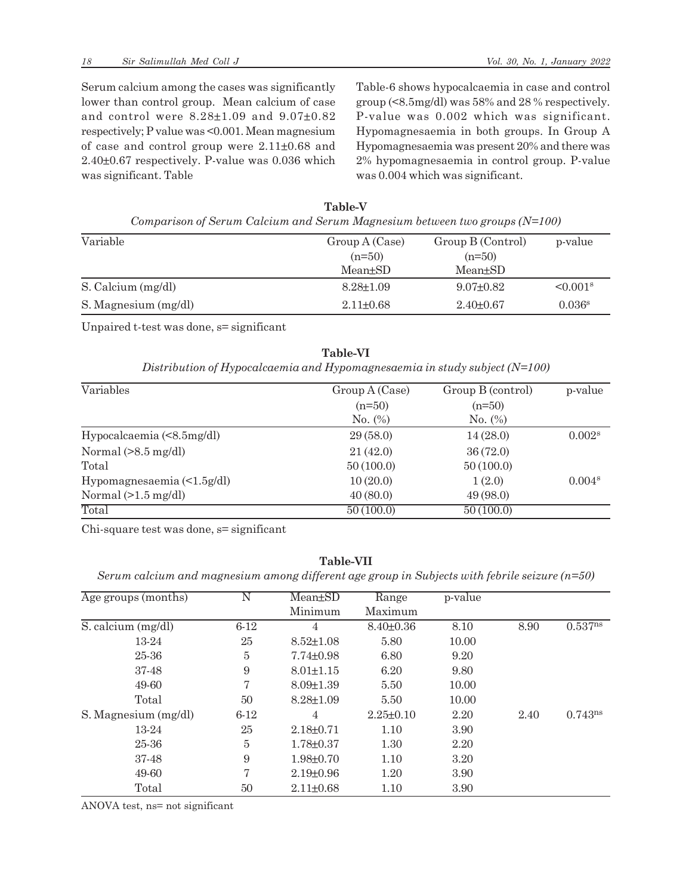Serum calcium among the cases was significantly lower than control group. Mean calcium of case and control were 8.28±1.09 and 9.07±0.82 respectively; P value was <0.001. Mean magnesium of case and control group were 2.11±0.68 and 2.40±0.67 respectively. P-value was 0.036 which was significant. Table

Table-6 shows hypocalcaemia in case and control group (<8.5mg/dl) was 58% and 28 % respectively. P-value was 0.002 which was significant. Hypomagnesaemia in both groups. In Group A Hypomagnesaemia was present 20% and there was 2% hypomagnesaemia in control group. P-value was 0.004 which was significant.

**Table-V**

*Comparison of Serum Calcium and Serum Magnesium between two groups (N=100)*

| Variable | Group A (Case) (n=50) Mean±SD | Group B (Control) (n=50) Mean±SD | p-value |
|---|---|---|---|
| S. Calcium (mg/dl) | 8.28±1.09 | 9.07±0.82 | <0.001[s] |
| S. Magnesium (mg/dl) | 2.11±0.68 | 2.40±0.67 | 0.036[s] |

Unpaired t-test was done, s= significant

**Table-VI**

*Distribution of Hypocalcaemia and Hypomagnesaemia in study subject (N=100)*

| Variables | Group A (Case) (n=50) No. (%) | Group B (control) (n=50) No. (%) | p-value |
|---|---|---|---|
| Hypocalcaemia (<8.5mg/dl) | 29 (58.0) | 14 (28.0) | 0.002[s] |
| Normal (>8.5 mg/dl) | 21 (42.0) | 36 (72.0) | |
| Total | 50 (100.0) | 50 (100.0) | |
| Hypomagnesaemia (<1.5g/dl) | 10 (20.0) | 1 (2.0) | 0.004[s] |
| Normal (>1.5 mg/dl) | 40 (80.0) | 49 (98.0) | |
| Total | 50 (100.0) | 50 (100.0) | |

Chi-square test was done, s= significant

**Table-VII**

*Serum calcium and magnesium among different age group in Subjects with febrile seizure (n=50)*

| Age groups (months) | N | Mean±SD Minimum | Range Maximum | p-value | | |
|---|---|---|---|---|---|---|
| S. calcium (mg/dl) | 6-12 | 4 | 8.40±0.36 | 8.10 | 8.90 | 0.537[ns] |
| 13-24 | 25 | 8.52±1.08 | 5.80 | 10.00 | | |
| 25-36 | 5 | 7.74±0.98 | 6.80 | 9.20 | | |
| 37-48 | 9 | 8.01±1.15 | 6.20 | 9.80 | | |
| 49-60 | 7 | 8.09±1.39 | 5.50 | 10.00 | | |
| Total | 50 | 8.28±1.09 | 5.50 | 10.00 | | |
| S. Magnesium (mg/dl) | 6-12 | 4 | 2.25±0.10 | 2.20 | 2.40 | 0.743[ns] |
| 13-24 | 25 | 2.18±0.71 | 1.10 | 3.90 | | |
| 25-36 | 5 | 1.78±0.37 | 1.30 | 2.20 | | |
| 37-48 | 9 | 1.98±0.70 | 1.10 | 3.20 | | |
| 49-60 | 7 | 2.19±0.96 | 1.20 | 3.90 | | |
| Total | 50 | 2.11±0.68 | 1.10 | 3.90 | | |

ANOVA test, ns= not significant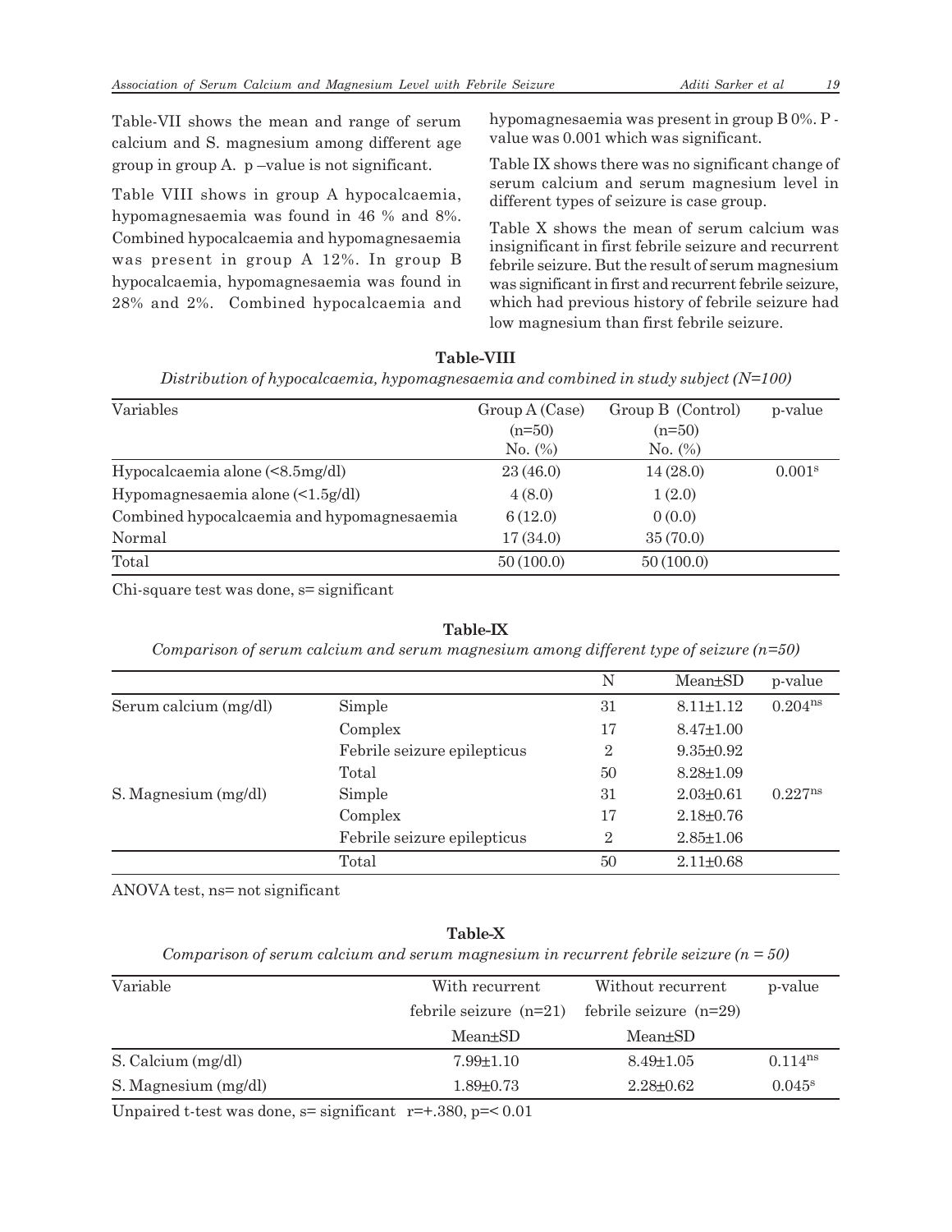Table-VII shows the mean and range of serum calcium and S. magnesium among different age group in group A. p –value is not significant.

Table VIII shows in group A hypocalcaemia, hypomagnesaemia was found in 46 % and 8%. Combined hypocalcaemia and hypomagnesaemia was present in group A 12%. In group B hypocalcaemia, hypomagnesaemia was found in 28% and 2%. Combined hypocalcaemia and hypomagnesaemia was present in group B 0%. P -value was 0.001 which was significant.

Table IX shows there was no significant change of serum calcium and serum magnesium level in different types of seizure is case group.

Table X shows the mean of serum calcium was insignificant in first febrile seizure and recurrent febrile seizure. But the result of serum magnesium was significant in first and recurrent febrile seizure, which had previous history of febrile seizure had low magnesium than first febrile seizure.

**Table-VIII**

*Distribution of hypocalcaemia, hypomagnesaemia and combined in study subject (N=100)*

| Variables | Group A (Case) (n=50) No. (%) | Group B (Control) (n=50) No. (%) | p-value |
|---|---|---|---|
| Hypocalcaemia alone (<8.5mg/dl) | 23 (46.0) | 14 (28.0) | 0.001[s] |
| Hypomagnesaemia alone (<1.5g/dl) | 4 (8.0) | 1 (2.0) | |
| Combined hypocalcaemia and hypomagnesaemia | 6 (12.0) | 0 (0.0) | |
| Normal | 17 (34.0) | 35 (70.0) | |
| Total | 50 (100.0) | 50 (100.0) | |

Chi-square test was done, s= significant

**Table-IX**

*Comparison of serum calcium and serum magnesium among different type of seizure (n=50)*

| | | N | Mean±SD | p-value |
|---|---|---|---|---|
| Serum calcium (mg/dl) | Simple | 31 | 8.11±1.12 | 0.204[ns] |
| | Complex | 17 | 8.47±1.00 | |
| | Febrile seizure epilepticus | 2 | 9.35±0.92 | |
| | Total | 50 | 8.28±1.09 | |
| S. Magnesium (mg/dl) | Simple | 31 | 2.03±0.61 | 0.227[ns] |
| | Complex | 17 | 2.18±0.76 | |
| | Febrile seizure epilepticus | 2 | 2.85±1.06 | |
| | Total | 50 | 2.11±0.68 | |

ANOVA test, ns= not significant

**Table-X**

*Comparison of serum calcium and serum magnesium in recurrent febrile seizure (n = 50)*

| Variable | With recurrent febrile seizure (n=21) Mean±SD | Without recurrent febrile seizure (n=29) Mean±SD | p-value |
|---|---|---|---|
| S. Calcium (mg/dl) | 7.99±1.10 | 8.49±1.05 | 0.114[ns] |
| S. Magnesium (mg/dl) | 1.89±0.73 | 2.28±0.62 | 0.045[s] |

Unpaired t-test was done, s= significant r=+.380, p=< 0.01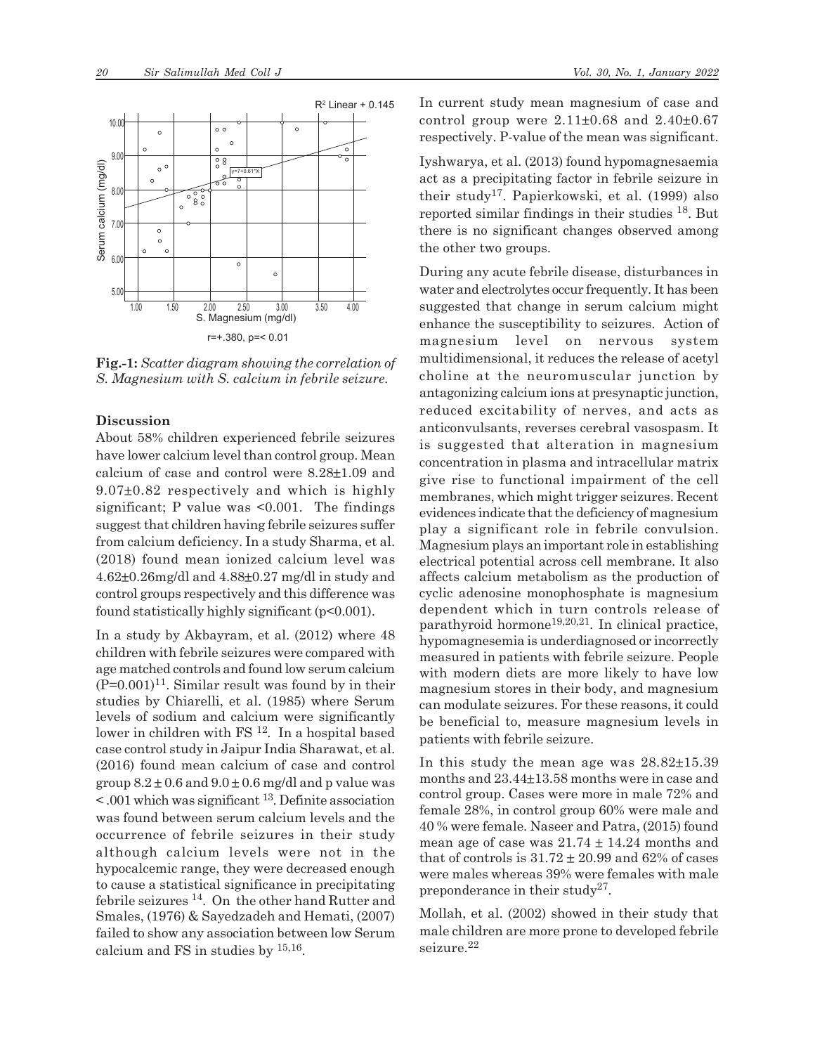**Fig.-1:** *Scatter diagram showing the correlation of S. Magnesium with S. calcium in febrile seizure.*

## Discussion

About 58% children experienced febrile seizures have lower calcium level than control group. Mean calcium of case and control were 8.28±1.09 and 9.07±0.82 respectively and which is highly significant; P value was <0.001. The findings suggest that children having febrile seizures suffer from calcium deficiency. In a study Sharma, et al. (2018) found mean ionized calcium level was 4.62±0.26mg/dl and 4.88±0.27 mg/dl in study and control groups respectively and this difference was found statistically highly significant (p<0.001).

In a study by Akbayram, et al. (2012) where 48 children with febrile seizures were compared with age matched controls and found low serum calcium (P=0.001)[11]. Similar result was found by in their studies by Chiarelli, et al. (1985) where Serum levels of sodium and calcium were significantly lower in children with FS [12]. In a hospital based case control study in Jaipur India Sharawat, et al. (2016) found mean calcium of case and control group 8.2 ± 0.6 and 9.0 ± 0.6 mg/dl and p value was < .001 which was significant [13]. Definite association was found between serum calcium levels and the occurrence of febrile seizures in their study although calcium levels were not in the hypocalcemic range, they were decreased enough to cause a statistical significance in precipitating febrile seizures [14]. On the other hand Rutter and Smales, (1976) & Sayedzadeh and Hemati, (2007) failed to show any association between low Serum calcium and FS in studies by [15,16].

In current study mean magnesium of case and control group were 2.11±0.68 and 2.40±0.67 respectively. P-value of the mean was significant.

Iyshwarya, et al. (2013) found hypomagnesaemia act as a precipitating factor in febrile seizure in their study[17]. Papierkowski, et al. (1999) also reported similar findings in their studies [18]. But there is no significant changes observed among the other two groups.

During any acute febrile disease, disturbances in water and electrolytes occur frequently. It has been suggested that change in serum calcium might enhance the susceptibility to seizures. Action of magnesium level on nervous system multidimensional, it reduces the release of acetyl choline at the neuromuscular junction by antagonizing calcium ions at presynaptic junction, reduced excitability of nerves, and acts as anticonvulsants, reverses cerebral vasospasm. It is suggested that alteration in magnesium concentration in plasma and intracellular matrix give rise to functional impairment of the cell membranes, which might trigger seizures. Recent evidences indicate that the deficiency of magnesium play a significant role in febrile convulsion. Magnesium plays an important role in establishing electrical potential across cell membrane. It also affects calcium metabolism as the production of cyclic adenosine monophosphate is magnesium dependent which in turn controls release of parathyroid hormone[19,20,21]. In clinical practice, hypomagnesemia is underdiagnosed or incorrectly measured in patients with febrile seizure. People with modern diets are more likely to have low magnesium stores in their body, and magnesium can modulate seizures. For these reasons, it could be beneficial to, measure magnesium levels in patients with febrile seizure.

In this study the mean age was 28.82±15.39 months and 23.44±13.58 months were in case and control group. Cases were more in male 72% and female 28%, in control group 60% were male and 40 % were female. Naseer and Patra, (2015) found mean age of case was 21.74 ± 14.24 months and that of controls is 31.72 ± 20.99 and 62% of cases were males whereas 39% were females with male preponderance in their study[27].

Mollah, et al. (2002) showed in their study that male children are more prone to developed febrile seizure.[22]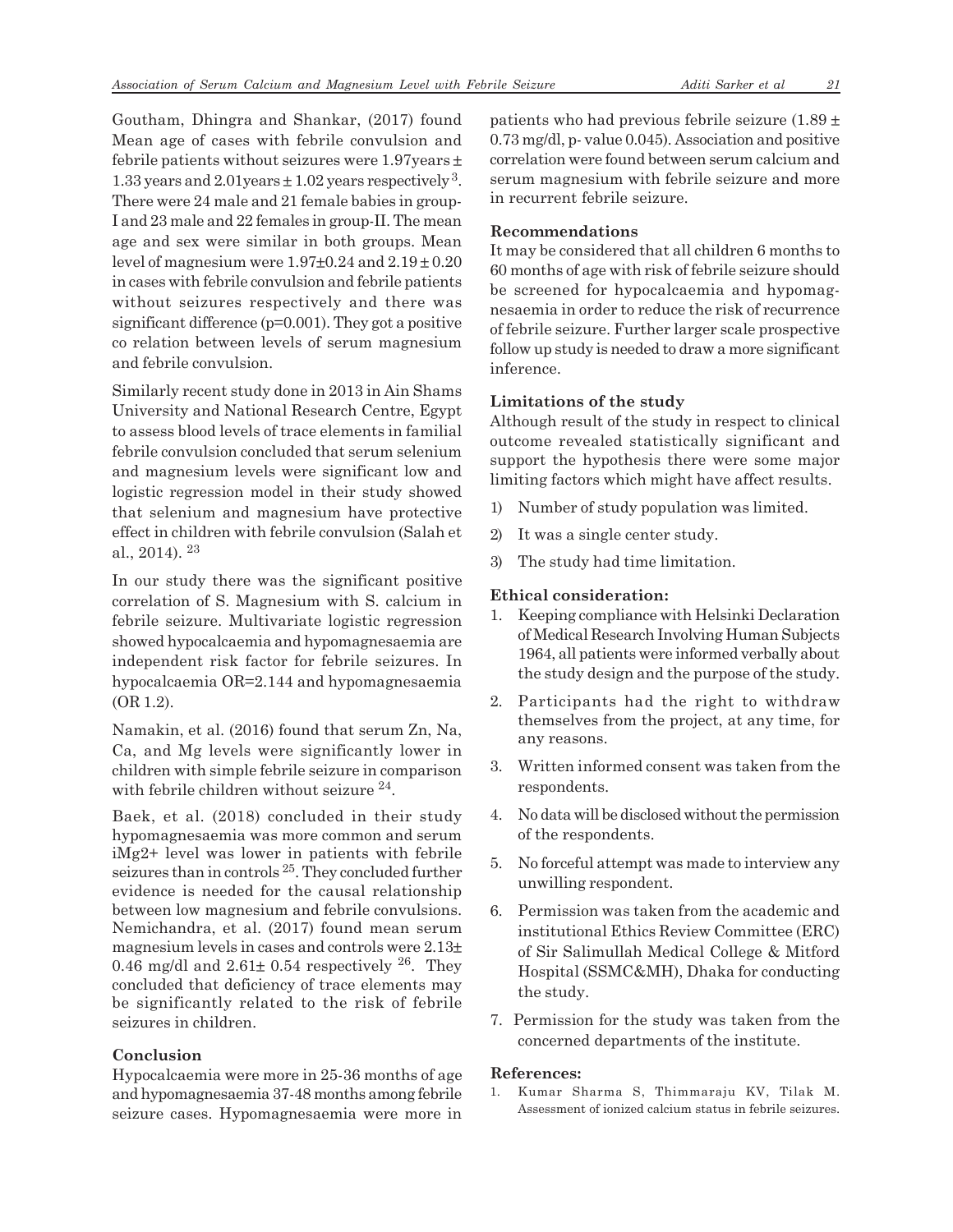Goutham, Dhingra and Shankar, (2017) found Mean age of cases with febrile convulsion and febrile patients without seizures were 1.97years ± 1.33 years and 2.01years ± 1.02 years respectively [3]. There were 24 male and 21 female babies in group-I and 23 male and 22 females in group-II. The mean age and sex were similar in both groups. Mean level of magnesium were 1.97±0.24 and 2.19 ± 0.20 in cases with febrile convulsion and febrile patients without seizures respectively and there was significant difference (p=0.001). They got a positive co relation between levels of serum magnesium and febrile convulsion.

Similarly recent study done in 2013 in Ain Shams University and National Research Centre, Egypt to assess blood levels of trace elements in familial febrile convulsion concluded that serum selenium and magnesium levels were significant low and logistic regression model in their study showed that selenium and magnesium have protective effect in children with febrile convulsion (Salah et al., 2014). [23]

In our study there was the significant positive correlation of S. Magnesium with S. calcium in febrile seizure. Multivariate logistic regression showed hypocalcaemia and hypomagnesaemia are independent risk factor for febrile seizures. In hypocalcaemia OR=2.144 and hypomagnesaemia (OR 1.2).

Namakin, et al. (2016) found that serum Zn, Na, Ca, and Mg levels were significantly lower in children with simple febrile seizure in comparison with febrile children without seizure [24].

Baek, et al. (2018) concluded in their study hypomagnesaemia was more common and serum iMg2+ level was lower in patients with febrile seizures than in controls [25]. They concluded further evidence is needed for the causal relationship between low magnesium and febrile convulsions. Nemichandra, et al. (2017) found mean serum magnesium levels in cases and controls were 2.13± 0.46 mg/dl and 2.61± 0.54 respectively [26]. They concluded that deficiency of trace elements may be significantly related to the risk of febrile seizures in children.

### Conclusion

Hypocalcaemia were more in 25-36 months of age and hypomagnesaemia 37-48 months among febrile seizure cases. Hypomagnesaemia were more in patients who had previous febrile seizure (1.89 ± 0.73 mg/dl, p- value 0.045). Association and positive correlation were found between serum calcium and serum magnesium with febrile seizure and more in recurrent febrile seizure.

### Recommendations

It may be considered that all children 6 months to 60 months of age with risk of febrile seizure should be screened for hypocalcaemia and hypomagnesaemia in order to reduce the risk of recurrence of febrile seizure. Further larger scale prospective follow up study is needed to draw a more significant inference.

### Limitations of the study

Although result of the study in respect to clinical outcome revealed statistically significant and support the hypothesis there were some major limiting factors which might have affect results.

1) Number of study population was limited.
2) It was a single center study.
3) The study had time limitation.

### Ethical consideration:

1. Keeping compliance with Helsinki Declaration of Medical Research Involving Human Subjects 1964, all patients were informed verbally about the study design and the purpose of the study.
2. Participants had the right to withdraw themselves from the project, at any time, for any reasons.
3. Written informed consent was taken from the respondents.
4. No data will be disclosed without the permission of the respondents.
5. No forceful attempt was made to interview any unwilling respondent.
6. Permission was taken from the academic and institutional Ethics Review Committee (ERC) of Sir Salimullah Medical College & Mitford Hospital (SSMC&MH), Dhaka for conducting the study.
7. Permission for the study was taken from the concerned departments of the institute.

### References:

1. Kumar Sharma S, Thimmaraju KV, Tilak M. Assessment of ionized calcium status in febrile seizures.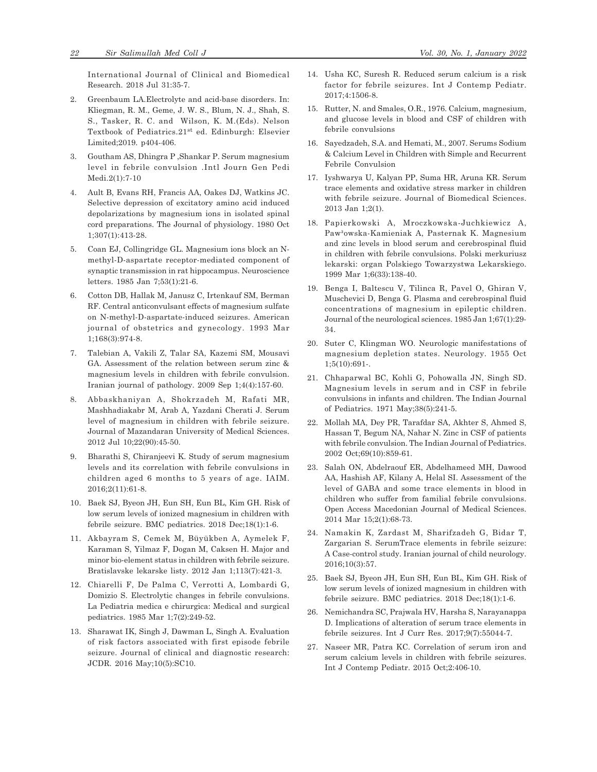International Journal of Clinical and Biomedical Research. 2018 Jul 31:35-7.

2. Greenbaum LA.Electrolyte and acid-base disorders. In: Kliegman, R. M., Geme, J. W. S., Blum, N. J., Shah, S. S., Tasker, R. C. and Wilson, K. M.(Eds). Nelson Textbook of Pediatrics.21st ed. Edinburgh: Elsevier Limited;2019. p404-406.
3. Goutham AS, Dhingra P ,Shankar P. Serum magnesium level in febrile convulsion .Intl Journ Gen Pedi Medi.2(1):7-10
4. Ault B, Evans RH, Francis AA, Oakes DJ, Watkins JC. Selective depression of excitatory amino acid induced depolarizations by magnesium ions in isolated spinal cord preparations. The Journal of physiology. 1980 Oct 1;307(1):413-28.
5. Coan EJ, Collingridge GL. Magnesium ions block an N-methyl-D-aspartate receptor-mediated component of synaptic transmission in rat hippocampus. Neuroscience letters. 1985 Jan 7;53(1):21-6.
6. Cotton DB, Hallak M, Janusz C, Irtenkauf SM, Berman RF. Central anticonvulsant effects of magnesium sulfate on N-methyl-D-aspartate-induced seizures. American journal of obstetrics and gynecology. 1993 Mar 1;168(3):974-8.
7. Talebian A, Vakili Z, Talar SA, Kazemi SM, Mousavi GA. Assessment of the relation between serum zinc & magnesium levels in children with febrile convulsion. Iranian journal of pathology. 2009 Sep 1;4(4):157-60.
8. Abbaskhaniyan A, Shokrzadeh M, Rafati MR, Mashhadiakabr M, Arab A, Yazdani Cherati J. Serum level of magnesium in children with febrile seizure. Journal of Mazandaran University of Medical Sciences. 2012 Jul 10;22(90):45-50.
9. Bharathi S, Chiranjeevi K. Study of serum magnesium levels and its correlation with febrile convulsions in children aged 6 months to 5 years of age. IAIM. 2016;2(11):61-8.
10. Baek SJ, Byeon JH, Eun SH, Eun BL, Kim GH. Risk of low serum levels of ionized magnesium in children with febrile seizure. BMC pediatrics. 2018 Dec;18(1):1-6.
11. Akbayram S, Cemek M, Büyükben A, Aymelek F, Karaman S, Yilmaz F, Dogan M, Caksen H. Major and minor bio-element status in children with febrile seizure. Bratislavske lekarske listy. 2012 Jan 1;113(7):421-3.
12. Chiarelli F, De Palma C, Verrotti A, Lombardi G, Domizio S. Electrolytic changes in febrile convulsions. La Pediatria medica e chirurgica: Medical and surgical pediatrics. 1985 Mar 1;7(2):249-52.
13. Sharawat IK, Singh J, Dawman L, Singh A. Evaluation of risk factors associated with first episode febrile seizure. Journal of clinical and diagnostic research: JCDR. 2016 May;10(5):SC10.
14. Usha KC, Suresh R. Reduced serum calcium is a risk factor for febrile seizures. Int J Contemp Pediatr. 2017;4:1506-8.
15. Rutter, N. and Smales, O.R., 1976. Calcium, magnesium, and glucose levels in blood and CSF of children with febrile convulsions
16. Sayedzadeh, S.A. and Hemati, M., 2007. Serums Sodium & Calcium Level in Children with Simple and Recurrent Febrile Convulsion
17. Iyshwarya U, Kalyan PP, Suma HR, Aruna KR. Serum trace elements and oxidative stress marker in children with febrile seizure. Journal of Biomedical Sciences. 2013 Jan 1;2(1).
18. Papierkowski A, Mroczkowska-Juchkiewicz A, Paw³owska-Kamieniak A, Pasternak K. Magnesium and zinc levels in blood serum and cerebrospinal fluid in children with febrile convulsions. Polski merkuriusz lekarski: organ Polskiego Towarzystwa Lekarskiego. 1999 Mar 1;6(33):138-40.
19. Benga I, Baltescu V, Tilinca R, Pavel O, Ghiran V, Muschevici D, Benga G. Plasma and cerebrospinal fluid concentrations of magnesium in epileptic children. Journal of the neurological sciences. 1985 Jan 1;67(1):29-34.
20. Suter C, Klingman WO. Neurologic manifestations of magnesium depletion states. Neurology. 1955 Oct 1;5(10):691-.
21. Chhaparwal BC, Kohli G, Pohowalla JN, Singh SD. Magnesium levels in serum and in CSF in febrile convulsions in infants and children. The Indian Journal of Pediatrics. 1971 May;38(5):241-5.
22. Mollah MA, Dey PR, Tarafdar SA, Akhter S, Ahmed S, Hassan T, Begum NA, Nahar N. Zinc in CSF of patients with febrile convulsion. The Indian Journal of Pediatrics. 2002 Oct;69(10):859-61.
23. Salah ON, Abdelraouf ER, Abdelhameed MH, Dawood AA, Hashish AF, Kilany A, Helal SI. Assessment of the level of GABA and some trace elements in blood in children who suffer from familial febrile convulsions. Open Access Macedonian Journal of Medical Sciences. 2014 Mar 15;2(1):68-73.
24. Namakin K, Zardast M, Sharifzadeh G, Bidar T, Zargarian S. SerumTrace elements in febrile seizure: A Case-control study. Iranian journal of child neurology. 2016;10(3):57.
25. Baek SJ, Byeon JH, Eun SH, Eun BL, Kim GH. Risk of low serum levels of ionized magnesium in children with febrile seizure. BMC pediatrics. 2018 Dec;18(1):1-6.
26. Nemichandra SC, Prajwala HV, Harsha S, Narayanappa D. Implications of alteration of serum trace elements in febrile seizures. Int J Curr Res. 2017;9(7):55044-7.
27. Naseer MR, Patra KC. Correlation of serum iron and serum calcium levels in children with febrile seizures. Int J Contemp Pediatr. 2015 Oct;2:406-10.